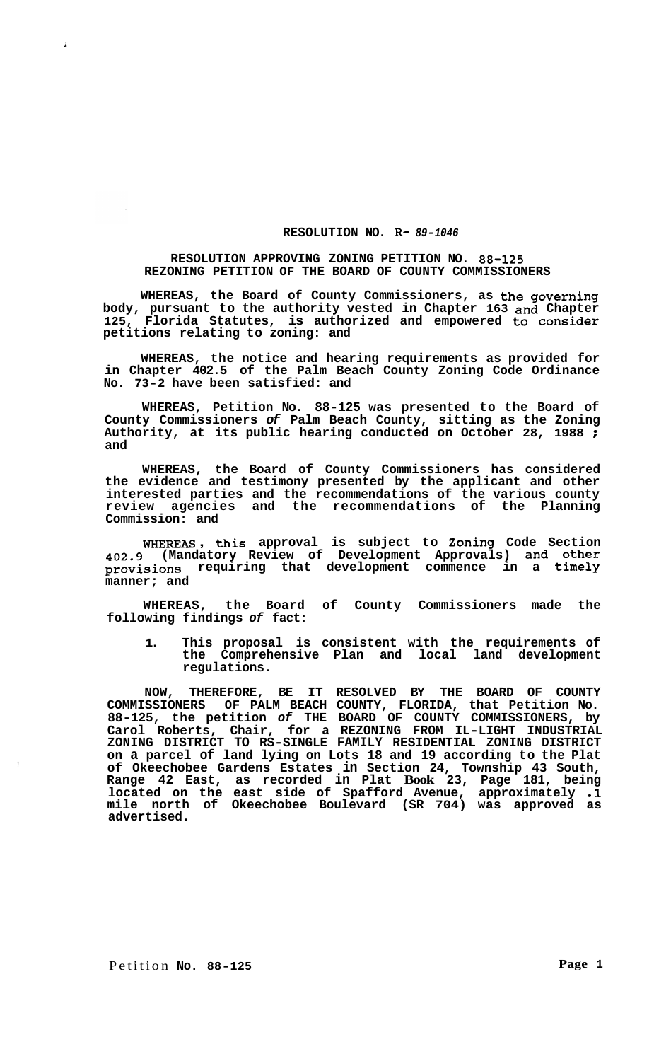**RESOLUTION NO. R- *89-1046***

**RESOLUTION APPROVING ZONING PETITION NO. 88-125**
**REZONING PETITION OF THE BOARD OF COUNTY COMMISSIONERS**

**WHEREAS, the Board of County Commissioners, as the governing body, pursuant to the authority vested in Chapter 163 and Chapter 125, Florida Statutes, is authorized and empowered to consider petitions relating to zoning: and**

**WHEREAS, the notice and hearing requirements as provided for in Chapter 402.5 of the Palm Beach County Zoning Code Ordinance No. 73-2 have been satisfied: and**

**WHEREAS, Petition No. 88-125 was presented to the Board of County Commissioners *of* Palm Beach County, sitting as the Zoning Authority, at its public hearing conducted on October 28, 1988 ; and**

**WHEREAS, the Board of County Commissioners has considered the evidence and testimony presented by the applicant and other interested parties and the recommendations of the various county review agencies and the recommendations of the Planning Commission: and**

**WHEREAS, this approval is subject to Zoning Code Section 402.9 (Mandatory Review of Development Approvals) and other provisions requiring that development commence in a timely manner; and**

**WHEREAS, the Board of County Commissioners made the following findings *of* fact:**

1. **This proposal is consistent with the requirements of the Comprehensive Plan and local land development regulations.**

**NOW, THEREFORE, BE IT RESOLVED BY THE BOARD OF COUNTY COMMISSIONERS OF PALM BEACH COUNTY, FLORIDA, that Petition No. 88-125, the petition *of* THE BOARD OF COUNTY COMMISSIONERS, by Carol Roberts, Chair, for a REZONING FROM IL-LIGHT INDUSTRIAL ZONING DISTRICT TO RS-SINGLE FAMILY RESIDENTIAL ZONING DISTRICT on a parcel of land lying on Lots 18 and 19 according to the Plat of Okeechobee Gardens Estates in Section 24, Township 43 South, Range 42 East, as recorded in Plat Book 23, Page 181, being located on the east side of Spafford Avenue, approximately .1 mile north of Okeechobee Boulevard (SR 704) was approved as advertised.**

Petition **No. 88-125** **Page 1**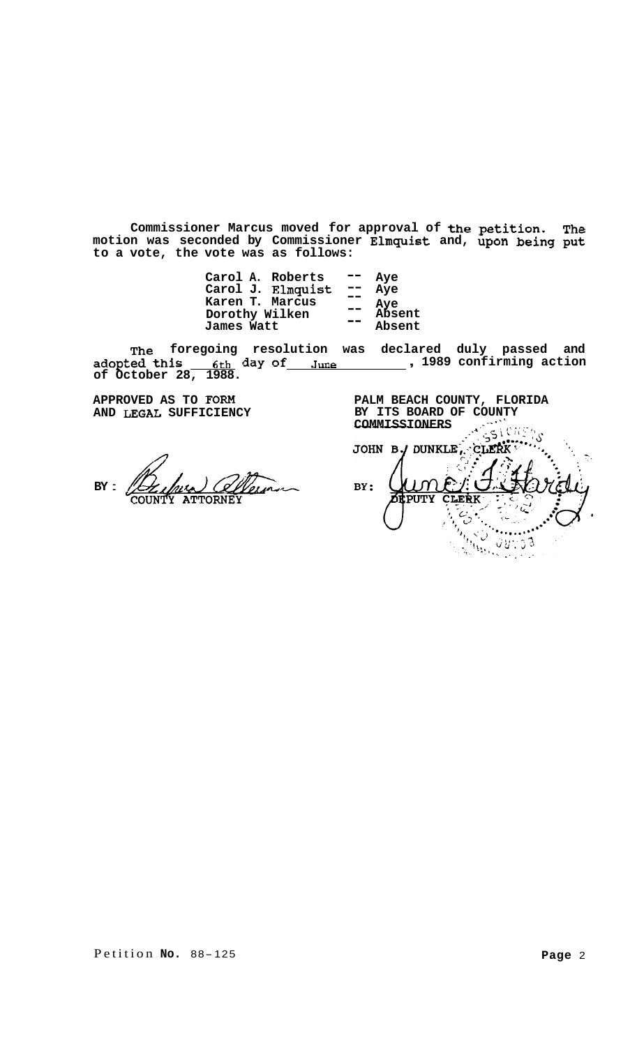Commissioner Marcus moved for approval of the petition. The motion was seconded by Commissioner Elmquist and, upon being put to a vote, the vote was as follows:

| | | |
|---|---|---|
| Carol A. Roberts | -- | Aye |
| Carol J. Elmquist | -- | Aye |
| Karen T. Marcus | -- | Aye |
| Dorothy Wilken | -- | Absent |
| James Watt | -- | Absent |

The foregoing resolution was declared duly passed and adopted this 6th day of June, 1989 confirming action of October 28, 1988.

APPROVED AS TO FORM AND LEGAL SUFFICIENCY

BY: COUNTY ATTORNEY

PALM BEACH COUNTY, FLORIDA BY ITS BOARD OF COUNTY COMMISSIONERS

JOHN B. DUNKLE, CLERK

BY: DEPUTY CLERK

Petition No. 88-125